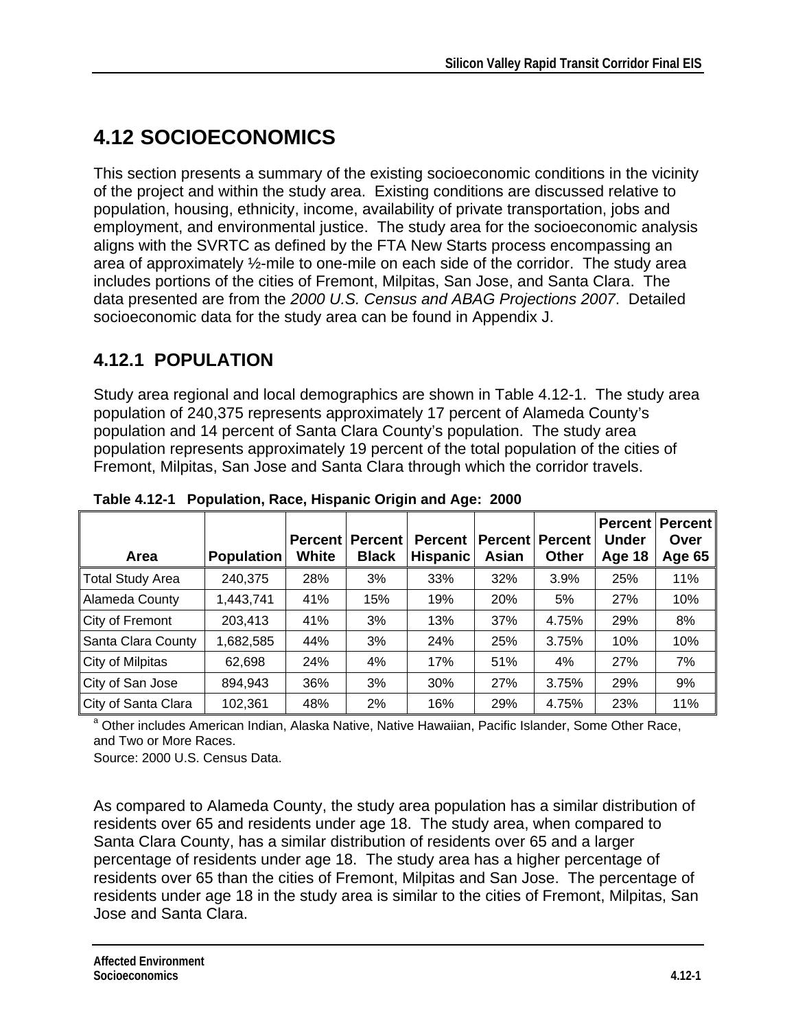# 4.12 SOCIOECONOMICS

This section presents a summary of the existing socioeconomic conditions in the vicinity of the project and within the study area. Existing conditions are discussed relative to population, housing, ethnicity, income, availability of private transportation, jobs and employment, and environmental justice. The study area for the socioeconomic analysis aligns with the SVRTC as defined by the FTA New Starts process encompassing an area of approximately ½-mile to one-mile on each side of the corridor. The study area includes portions of the cities of Fremont, Milpitas, San Jose, and Santa Clara. The data presented are from the *2000 U.S. Census and ABAG Projections 2007*. Detailed socioeconomic data for the study area can be found in Appendix J.

## 4.12.1 POPULATION

Study area regional and local demographics are shown in Table 4.12-1. The study area population of 240,375 represents approximately 17 percent of Alameda County's population and 14 percent of Santa Clara County's population. The study area population represents approximately 19 percent of the total population of the cities of Fremont, Milpitas, San Jose and Santa Clara through which the corridor travels.

**Table 4.12-1 Population, Race, Hispanic Origin and Age: 2000**

| Area | Population | Percent White | Percent Black | Percent Hispanic | Percent Asian | Percent Other | Percent Under Age 18 | Percent Over Age 65 |
|---|---|---|---|---|---|---|---|---|
| Total Study Area | 240,375 | 28% | 3% | 33% | 32% | 3.9% | 25% | 11% |
| Alameda County | 1,443,741 | 41% | 15% | 19% | 20% | 5% | 27% | 10% |
| City of Fremont | 203,413 | 41% | 3% | 13% | 37% | 4.75% | 29% | 8% |
| Santa Clara County | 1,682,585 | 44% | 3% | 24% | 25% | 3.75% | 10% | 10% |
| City of Milpitas | 62,698 | 24% | 4% | 17% | 51% | 4% | 27% | 7% |
| City of San Jose | 894,943 | 36% | 3% | 30% | 27% | 3.75% | 29% | 9% |
| City of Santa Clara | 102,361 | 48% | 2% | 16% | 29% | 4.75% | 23% | 11% |

[a] Other includes American Indian, Alaska Native, Native Hawaiian, Pacific Islander, Some Other Race, and Two or More Races.

Source: 2000 U.S. Census Data.

As compared to Alameda County, the study area population has a similar distribution of residents over 65 and residents under age 18. The study area, when compared to Santa Clara County, has a similar distribution of residents over 65 and a larger percentage of residents under age 18. The study area has a higher percentage of residents over 65 than the cities of Fremont, Milpitas and San Jose. The percentage of residents under age 18 in the study area is similar to the cities of Fremont, Milpitas, San Jose and Santa Clara.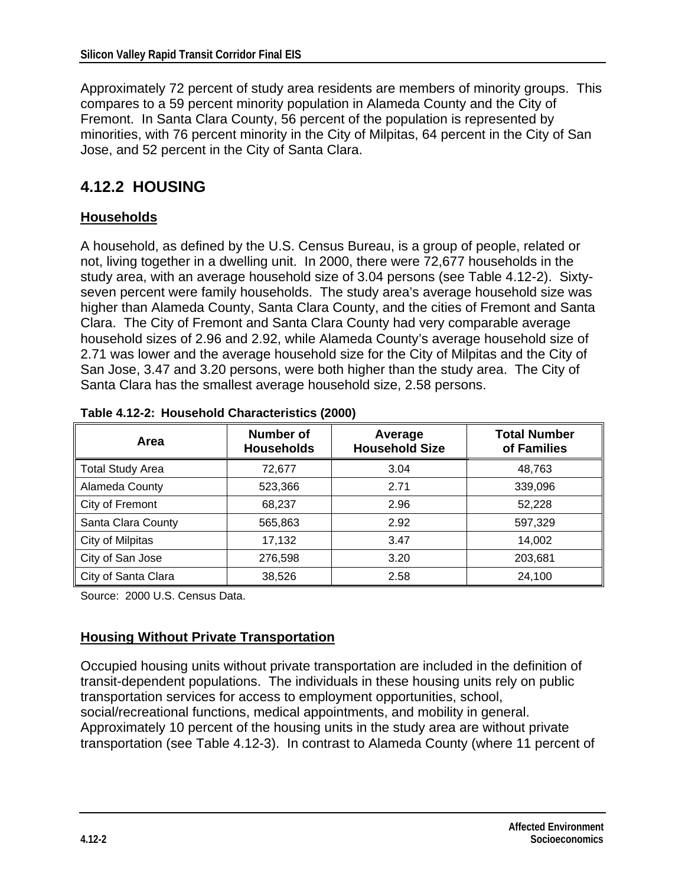Approximately 72 percent of study area residents are members of minority groups. This compares to a 59 percent minority population in Alameda County and the City of Fremont. In Santa Clara County, 56 percent of the population is represented by minorities, with 76 percent minority in the City of Milpitas, 64 percent in the City of San Jose, and 52 percent in the City of Santa Clara.

## 4.12.2 HOUSING

### Households

A household, as defined by the U.S. Census Bureau, is a group of people, related or not, living together in a dwelling unit. In 2000, there were 72,677 households in the study area, with an average household size of 3.04 persons (see Table 4.12-2). Sixty-seven percent were family households. The study area's average household size was higher than Alameda County, Santa Clara County, and the cities of Fremont and Santa Clara. The City of Fremont and Santa Clara County had very comparable average household sizes of 2.96 and 2.92, while Alameda County's average household size of 2.71 was lower and the average household size for the City of Milpitas and the City of San Jose, 3.47 and 3.20 persons, were both higher than the study area. The City of Santa Clara has the smallest average household size, 2.58 persons.

**Table 4.12-2: Household Characteristics (2000)**

| Area | Number of Households | Average Household Size | Total Number of Families |
|---|---|---|---|
| Total Study Area | 72,677 | 3.04 | 48,763 |
| Alameda County | 523,366 | 2.71 | 339,096 |
| City of Fremont | 68,237 | 2.96 | 52,228 |
| Santa Clara County | 565,863 | 2.92 | 597,329 |
| City of Milpitas | 17,132 | 3.47 | 14,002 |
| City of San Jose | 276,598 | 3.20 | 203,681 |
| City of Santa Clara | 38,526 | 2.58 | 24,100 |

Source: 2000 U.S. Census Data.

### Housing Without Private Transportation

Occupied housing units without private transportation are included in the definition of transit-dependent populations. The individuals in these housing units rely on public transportation services for access to employment opportunities, school, social/recreational functions, medical appointments, and mobility in general. Approximately 10 percent of the housing units in the study area are without private transportation (see Table 4.12-3). In contrast to Alameda County (where 11 percent of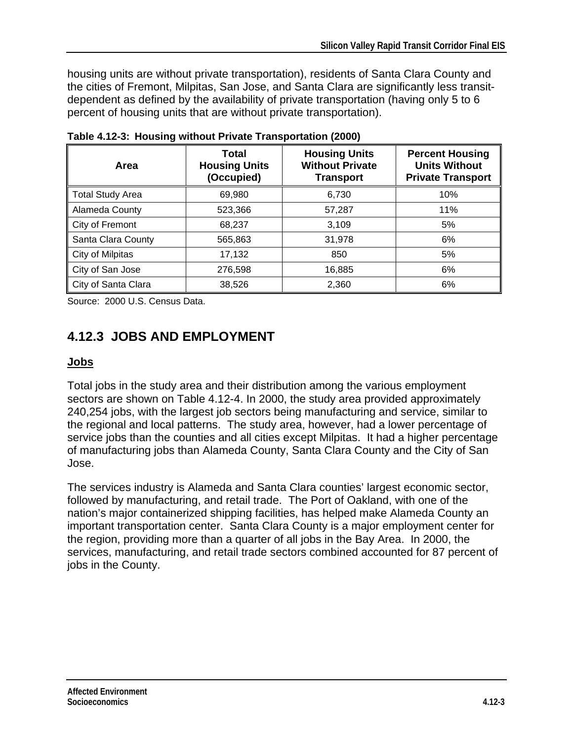housing units are without private transportation), residents of Santa Clara County and the cities of Fremont, Milpitas, San Jose, and Santa Clara are significantly less transit-dependent as defined by the availability of private transportation (having only 5 to 6 percent of housing units that are without private transportation).

**Table 4.12-3: Housing without Private Transportation (2000)**

| Area | Total Housing Units (Occupied) | Housing Units Without Private Transport | Percent Housing Units Without Private Transport |
|---|---|---|---|
| Total Study Area | 69,980 | 6,730 | 10% |
| Alameda County | 523,366 | 57,287 | 11% |
| City of Fremont | 68,237 | 3,109 | 5% |
| Santa Clara County | 565,863 | 31,978 | 6% |
| City of Milpitas | 17,132 | 850 | 5% |
| City of San Jose | 276,598 | 16,885 | 6% |
| City of Santa Clara | 38,526 | 2,360 | 6% |

Source: 2000 U.S. Census Data.

## 4.12.3 JOBS AND EMPLOYMENT

### Jobs

Total jobs in the study area and their distribution among the various employment sectors are shown on Table 4.12-4. In 2000, the study area provided approximately 240,254 jobs, with the largest job sectors being manufacturing and service, similar to the regional and local patterns. The study area, however, had a lower percentage of service jobs than the counties and all cities except Milpitas. It had a higher percentage of manufacturing jobs than Alameda County, Santa Clara County and the City of San Jose.

The services industry is Alameda and Santa Clara counties' largest economic sector, followed by manufacturing, and retail trade. The Port of Oakland, with one of the nation's major containerized shipping facilities, has helped make Alameda County an important transportation center. Santa Clara County is a major employment center for the region, providing more than a quarter of all jobs in the Bay Area. In 2000, the services, manufacturing, and retail trade sectors combined accounted for 87 percent of jobs in the County.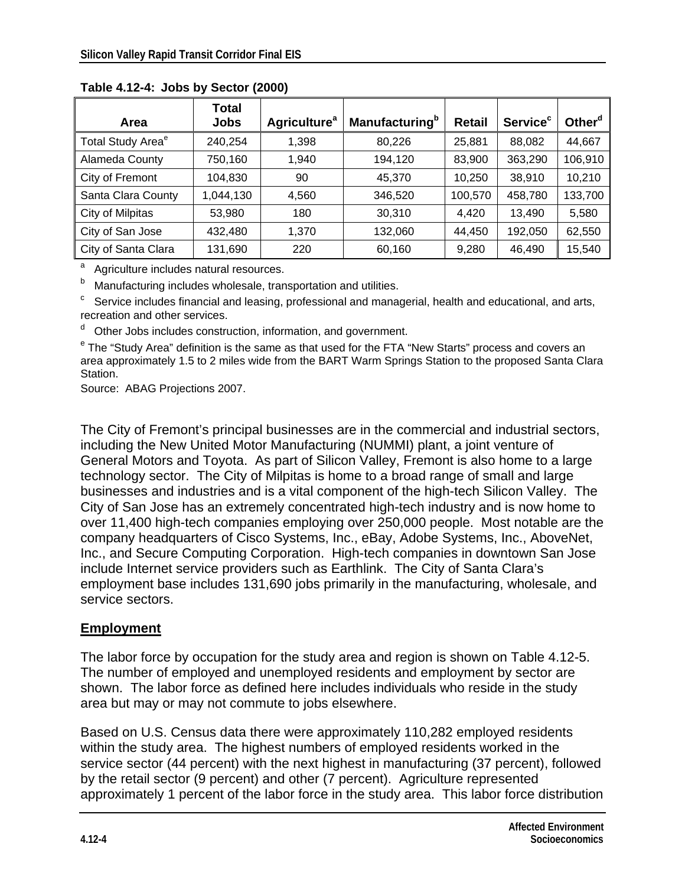**Table 4.12-4: Jobs by Sector (2000)**

| Area | Total Jobs | Agriculture[a] | Manufacturing[b] | Retail | Service[c] | Other[d] |
|---|---|---|---|---|---|---|
| Total Study Area[e] | 240,254 | 1,398 | 80,226 | 25,881 | 88,082 | 44,667 |
| Alameda County | 750,160 | 1,940 | 194,120 | 83,900 | 363,290 | 106,910 |
| City of Fremont | 104,830 | 90 | 45,370 | 10,250 | 38,910 | 10,210 |
| Santa Clara County | 1,044,130 | 4,560 | 346,520 | 100,570 | 458,780 | 133,700 |
| City of Milpitas | 53,980 | 180 | 30,310 | 4,420 | 13,490 | 5,580 |
| City of San Jose | 432,480 | 1,370 | 132,060 | 44,450 | 192,050 | 62,550 |
| City of Santa Clara | 131,690 | 220 | 60,160 | 9,280 | 46,490 | 15,540 |

[a] Agriculture includes natural resources.

[b] Manufacturing includes wholesale, transportation and utilities.

[c] Service includes financial and leasing, professional and managerial, health and educational, and arts, recreation and other services.

[d] Other Jobs includes construction, information, and government.

[e] The "Study Area" definition is the same as that used for the FTA "New Starts" process and covers an area approximately 1.5 to 2 miles wide from the BART Warm Springs Station to the proposed Santa Clara Station.

Source: ABAG Projections 2007.

The City of Fremont's principal businesses are in the commercial and industrial sectors, including the New United Motor Manufacturing (NUMMI) plant, a joint venture of General Motors and Toyota. As part of Silicon Valley, Fremont is also home to a large technology sector. The City of Milpitas is home to a broad range of small and large businesses and industries and is a vital component of the high-tech Silicon Valley. The City of San Jose has an extremely concentrated high-tech industry and is now home to over 11,400 high-tech companies employing over 250,000 people. Most notable are the company headquarters of Cisco Systems, Inc., eBay, Adobe Systems, Inc., AboveNet, Inc., and Secure Computing Corporation. High-tech companies in downtown San Jose include Internet service providers such as Earthlink. The City of Santa Clara's employment base includes 131,690 jobs primarily in the manufacturing, wholesale, and service sectors.

## Employment

The labor force by occupation for the study area and region is shown on Table 4.12-5. The number of employed and unemployed residents and employment by sector are shown. The labor force as defined here includes individuals who reside in the study area but may or may not commute to jobs elsewhere.

Based on U.S. Census data there were approximately 110,282 employed residents within the study area. The highest numbers of employed residents worked in the service sector (44 percent) with the next highest in manufacturing (37 percent), followed by the retail sector (9 percent) and other (7 percent). Agriculture represented approximately 1 percent of the labor force in the study area. This labor force distribution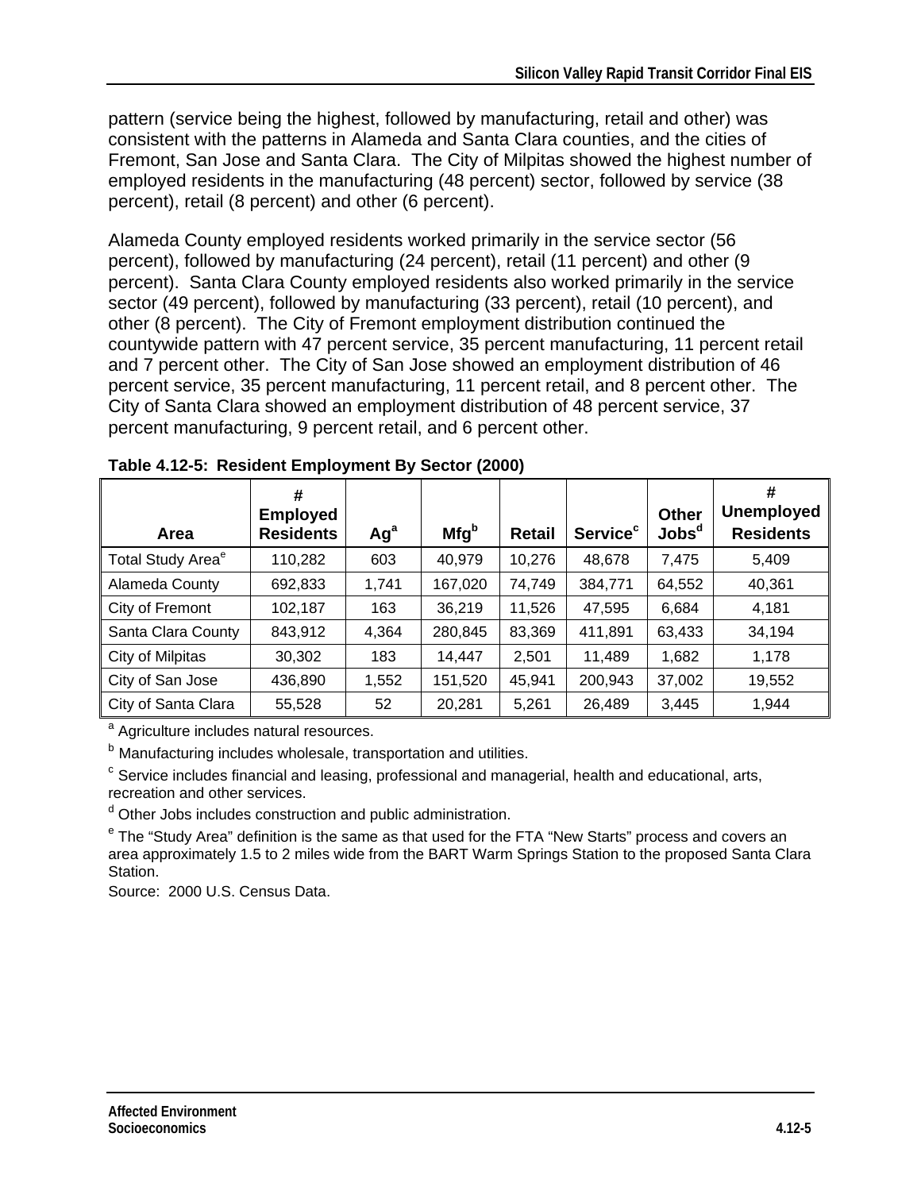pattern (service being the highest, followed by manufacturing, retail and other) was consistent with the patterns in Alameda and Santa Clara counties, and the cities of Fremont, San Jose and Santa Clara. The City of Milpitas showed the highest number of employed residents in the manufacturing (48 percent) sector, followed by service (38 percent), retail (8 percent) and other (6 percent).

Alameda County employed residents worked primarily in the service sector (56 percent), followed by manufacturing (24 percent), retail (11 percent) and other (9 percent). Santa Clara County employed residents also worked primarily in the service sector (49 percent), followed by manufacturing (33 percent), retail (10 percent), and other (8 percent). The City of Fremont employment distribution continued the countywide pattern with 47 percent service, 35 percent manufacturing, 11 percent retail and 7 percent other. The City of San Jose showed an employment distribution of 46 percent service, 35 percent manufacturing, 11 percent retail, and 8 percent other. The City of Santa Clara showed an employment distribution of 48 percent service, 37 percent manufacturing, 9 percent retail, and 6 percent other.

**Table 4.12-5: Resident Employment By Sector (2000)**

| Area | # Employed Residents | Ag[a] | Mfg[b] | Retail | Service[c] | Other Jobs[d] | # Unemployed Residents |
|---|---|---|---|---|---|---|---|
| Total Study Area[e] | 110,282 | 603 | 40,979 | 10,276 | 48,678 | 7,475 | 5,409 |
| Alameda County | 692,833 | 1,741 | 167,020 | 74,749 | 384,771 | 64,552 | 40,361 |
| City of Fremont | 102,187 | 163 | 36,219 | 11,526 | 47,595 | 6,684 | 4,181 |
| Santa Clara County | 843,912 | 4,364 | 280,845 | 83,369 | 411,891 | 63,433 | 34,194 |
| City of Milpitas | 30,302 | 183 | 14,447 | 2,501 | 11,489 | 1,682 | 1,178 |
| City of San Jose | 436,890 | 1,552 | 151,520 | 45,941 | 200,943 | 37,002 | 19,552 |
| City of Santa Clara | 55,528 | 52 | 20,281 | 5,261 | 26,489 | 3,445 | 1,944 |

[a] Agriculture includes natural resources.

[b] Manufacturing includes wholesale, transportation and utilities.

[c] Service includes financial and leasing, professional and managerial, health and educational, arts, recreation and other services.

[d] Other Jobs includes construction and public administration.

[e] The "Study Area" definition is the same as that used for the FTA "New Starts" process and covers an area approximately 1.5 to 2 miles wide from the BART Warm Springs Station to the proposed Santa Clara Station.

Source: 2000 U.S. Census Data.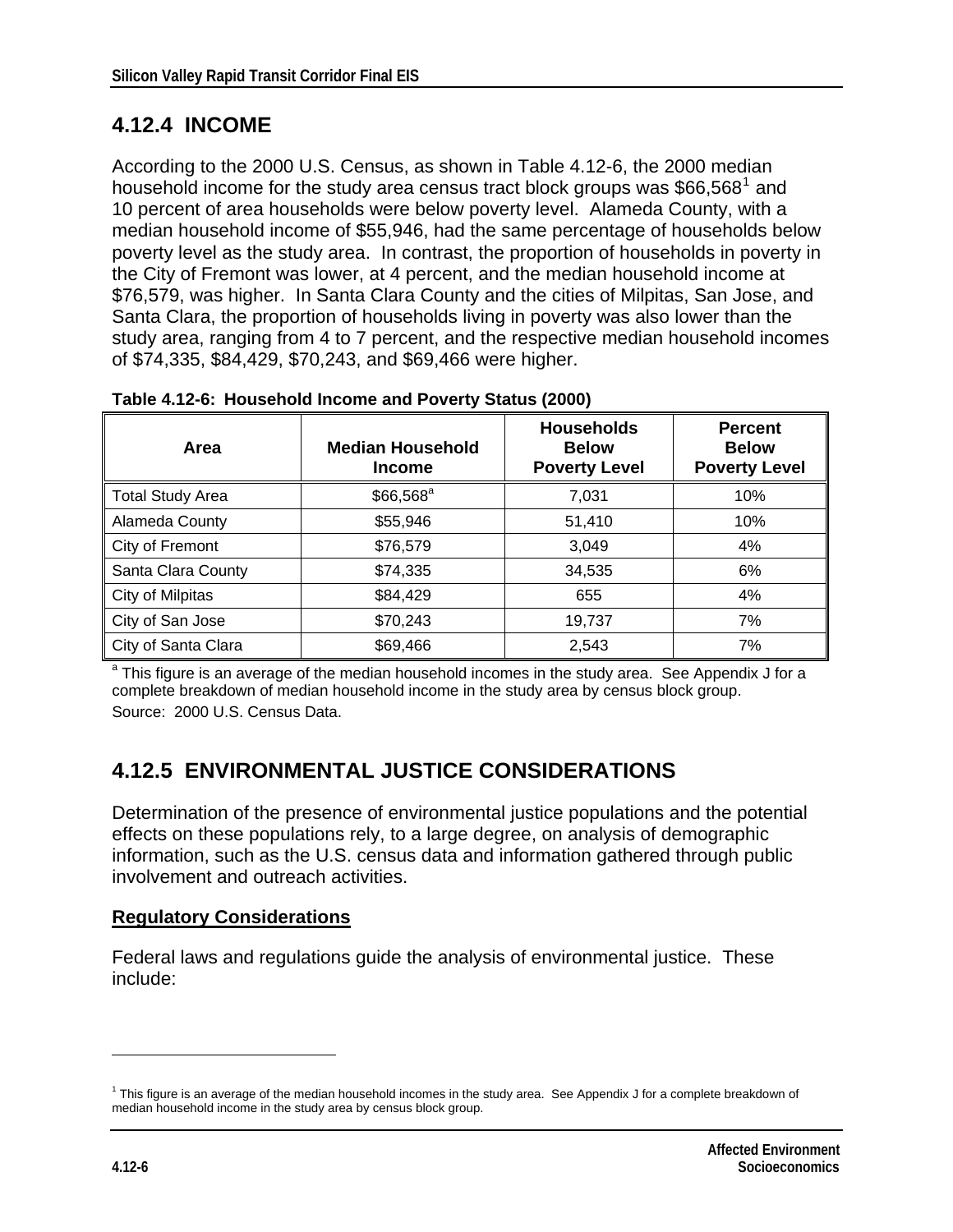## 4.12.4 INCOME

According to the 2000 U.S. Census, as shown in Table 4.12-6, the 2000 median household income for the study area census tract block groups was $66,568[1] and 10 percent of area households were below poverty level. Alameda County, with a median household income of $55,946, had the same percentage of households below poverty level as the study area. In contrast, the proportion of households in poverty in the City of Fremont was lower, at 4 percent, and the median household income at $76,579, was higher. In Santa Clara County and the cities of Milpitas, San Jose, and Santa Clara, the proportion of households living in poverty was also lower than the study area, ranging from 4 to 7 percent, and the respective median household incomes of $74,335, $84,429, $70,243, and $69,466 were higher.

**Table 4.12-6: Household Income and Poverty Status (2000)**

| Area | Median Household Income | Households Below Poverty Level | Percent Below Poverty Level |
|---|---|---|---|
| Total Study Area | $66,568[a] | 7,031 | 10% |
| Alameda County | $55,946 | 51,410 | 10% |
| City of Fremont | $76,579 | 3,049 | 4% |
| Santa Clara County | $74,335 | 34,535 | 6% |
| City of Milpitas | $84,429 | 655 | 4% |
| City of San Jose | $70,243 | 19,737 | 7% |
| City of Santa Clara | $69,466 | 2,543 | 7% |

[a] This figure is an average of the median household incomes in the study area. See Appendix J for a complete breakdown of median household income in the study area by census block group.

Source: 2000 U.S. Census Data.

## 4.12.5 ENVIRONMENTAL JUSTICE CONSIDERATIONS

Determination of the presence of environmental justice populations and the potential effects on these populations rely, to a large degree, on analysis of demographic information, such as the U.S. census data and information gathered through public involvement and outreach activities.

### Regulatory Considerations

Federal laws and regulations guide the analysis of environmental justice. These include:

[1] This figure is an average of the median household incomes in the study area. See Appendix J for a complete breakdown of median household income in the study area by census block group.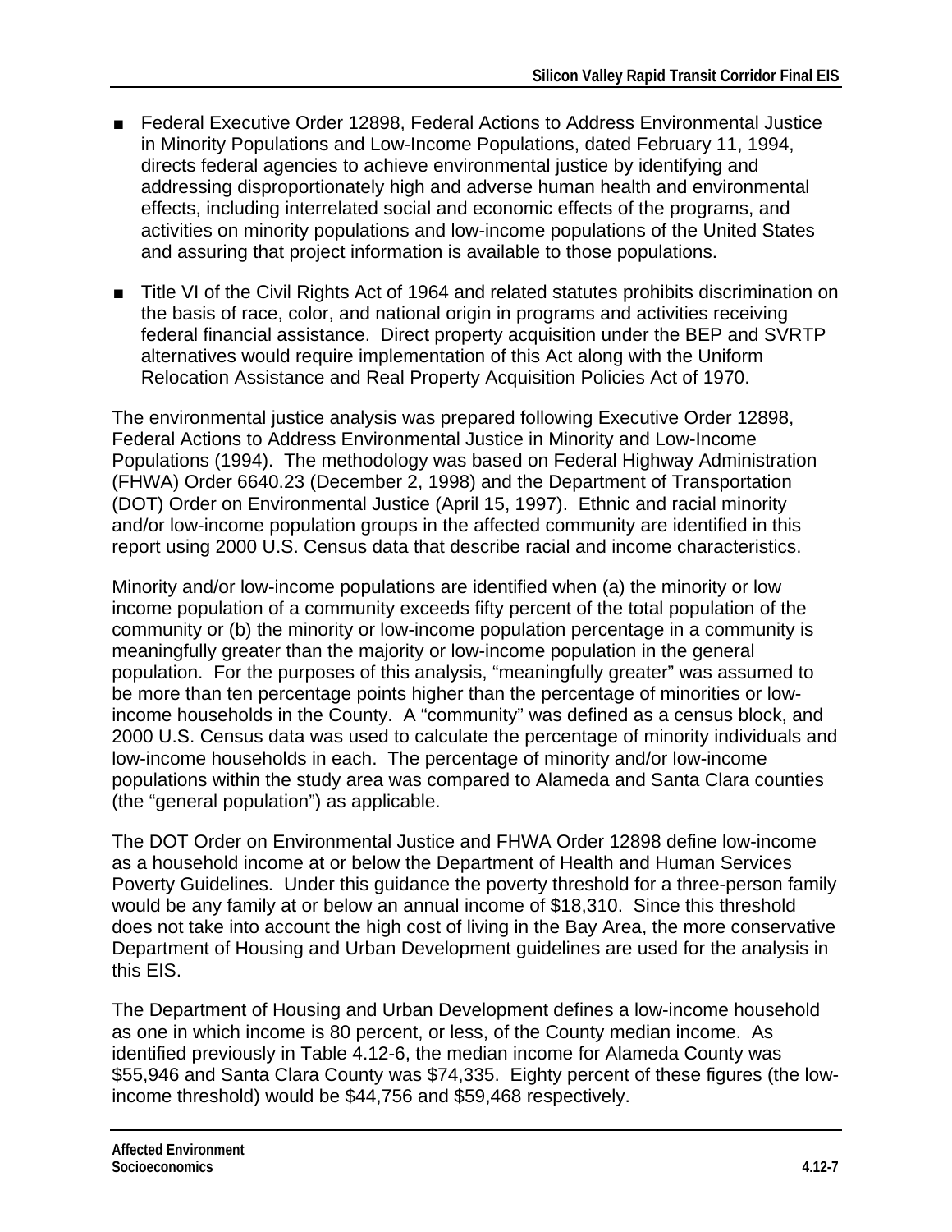- Federal Executive Order 12898, Federal Actions to Address Environmental Justice in Minority Populations and Low-Income Populations, dated February 11, 1994, directs federal agencies to achieve environmental justice by identifying and addressing disproportionately high and adverse human health and environmental effects, including interrelated social and economic effects of the programs, and activities on minority populations and low-income populations of the United States and assuring that project information is available to those populations.

- Title VI of the Civil Rights Act of 1964 and related statutes prohibits discrimination on the basis of race, color, and national origin in programs and activities receiving federal financial assistance. Direct property acquisition under the BEP and SVRTP alternatives would require implementation of this Act along with the Uniform Relocation Assistance and Real Property Acquisition Policies Act of 1970.

The environmental justice analysis was prepared following Executive Order 12898, Federal Actions to Address Environmental Justice in Minority and Low-Income Populations (1994). The methodology was based on Federal Highway Administration (FHWA) Order 6640.23 (December 2, 1998) and the Department of Transportation (DOT) Order on Environmental Justice (April 15, 1997). Ethnic and racial minority and/or low-income population groups in the affected community are identified in this report using 2000 U.S. Census data that describe racial and income characteristics.

Minority and/or low-income populations are identified when (a) the minority or low income population of a community exceeds fifty percent of the total population of the community or (b) the minority or low-income population percentage in a community is meaningfully greater than the majority or low-income population in the general population. For the purposes of this analysis, "meaningfully greater" was assumed to be more than ten percentage points higher than the percentage of minorities or low-income households in the County. A "community" was defined as a census block, and 2000 U.S. Census data was used to calculate the percentage of minority individuals and low-income households in each. The percentage of minority and/or low-income populations within the study area was compared to Alameda and Santa Clara counties (the "general population") as applicable.

The DOT Order on Environmental Justice and FHWA Order 12898 define low-income as a household income at or below the Department of Health and Human Services Poverty Guidelines. Under this guidance the poverty threshold for a three-person family would be any family at or below an annual income of $18,310. Since this threshold does not take into account the high cost of living in the Bay Area, the more conservative Department of Housing and Urban Development guidelines are used for the analysis in this EIS.

The Department of Housing and Urban Development defines a low-income household as one in which income is 80 percent, or less, of the County median income. As identified previously in Table 4.12-6, the median income for Alameda County was $55,946 and Santa Clara County was $74,335. Eighty percent of these figures (the low-income threshold) would be $44,756 and $59,468 respectively.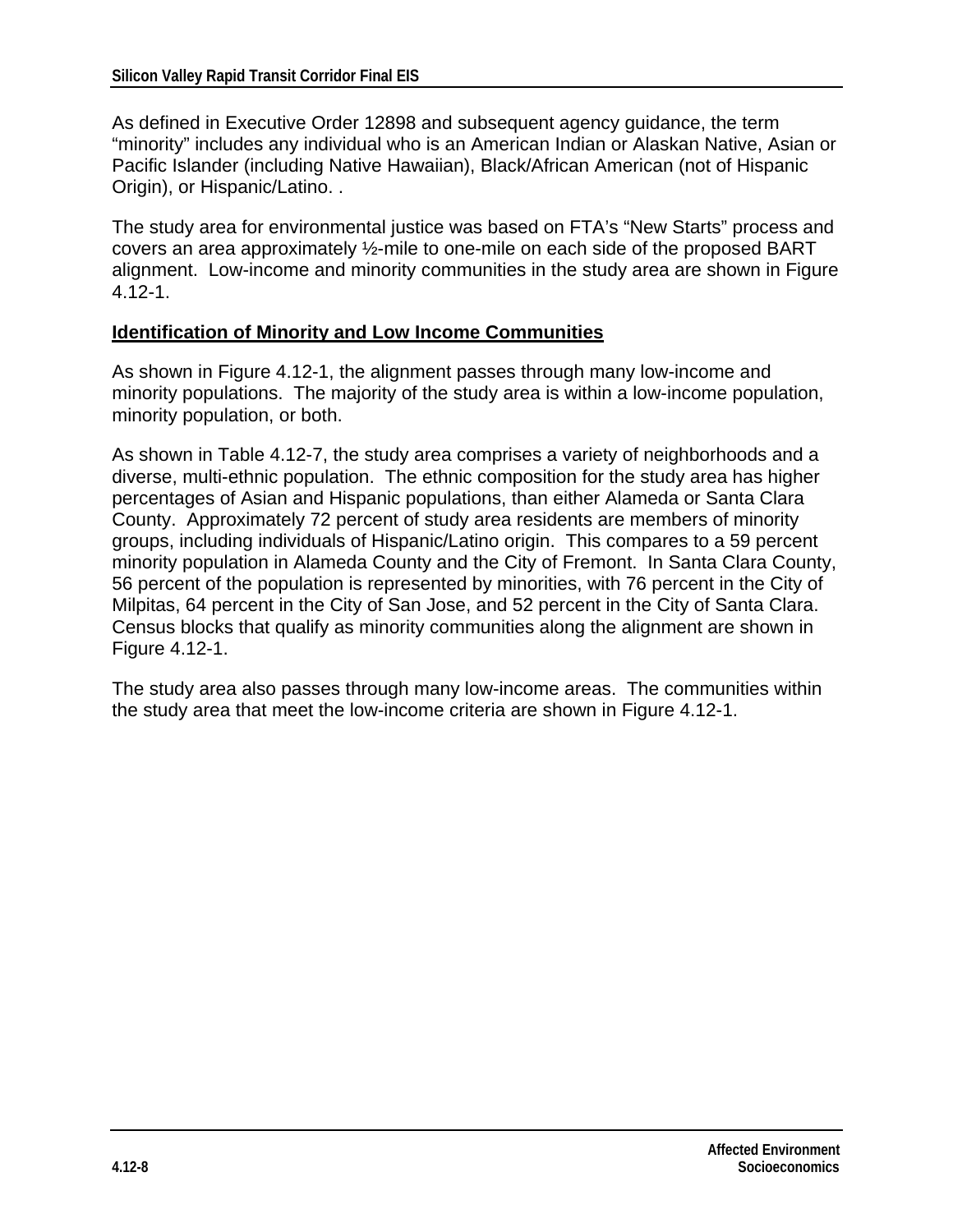As defined in Executive Order 12898 and subsequent agency guidance, the term "minority" includes any individual who is an American Indian or Alaskan Native, Asian or Pacific Islander (including Native Hawaiian), Black/African American (not of Hispanic Origin), or Hispanic/Latino. .

The study area for environmental justice was based on FTA's "New Starts" process and covers an area approximately ½-mile to one-mile on each side of the proposed BART alignment. Low-income and minority communities in the study area are shown in Figure 4.12-1.

**Identification of Minority and Low Income Communities**

As shown in Figure 4.12-1, the alignment passes through many low-income and minority populations. The majority of the study area is within a low-income population, minority population, or both.

As shown in Table 4.12-7, the study area comprises a variety of neighborhoods and a diverse, multi-ethnic population. The ethnic composition for the study area has higher percentages of Asian and Hispanic populations, than either Alameda or Santa Clara County. Approximately 72 percent of study area residents are members of minority groups, including individuals of Hispanic/Latino origin. This compares to a 59 percent minority population in Alameda County and the City of Fremont. In Santa Clara County, 56 percent of the population is represented by minorities, with 76 percent in the City of Milpitas, 64 percent in the City of San Jose, and 52 percent in the City of Santa Clara. Census blocks that qualify as minority communities along the alignment are shown in Figure 4.12-1.

The study area also passes through many low-income areas. The communities within the study area that meet the low-income criteria are shown in Figure 4.12-1.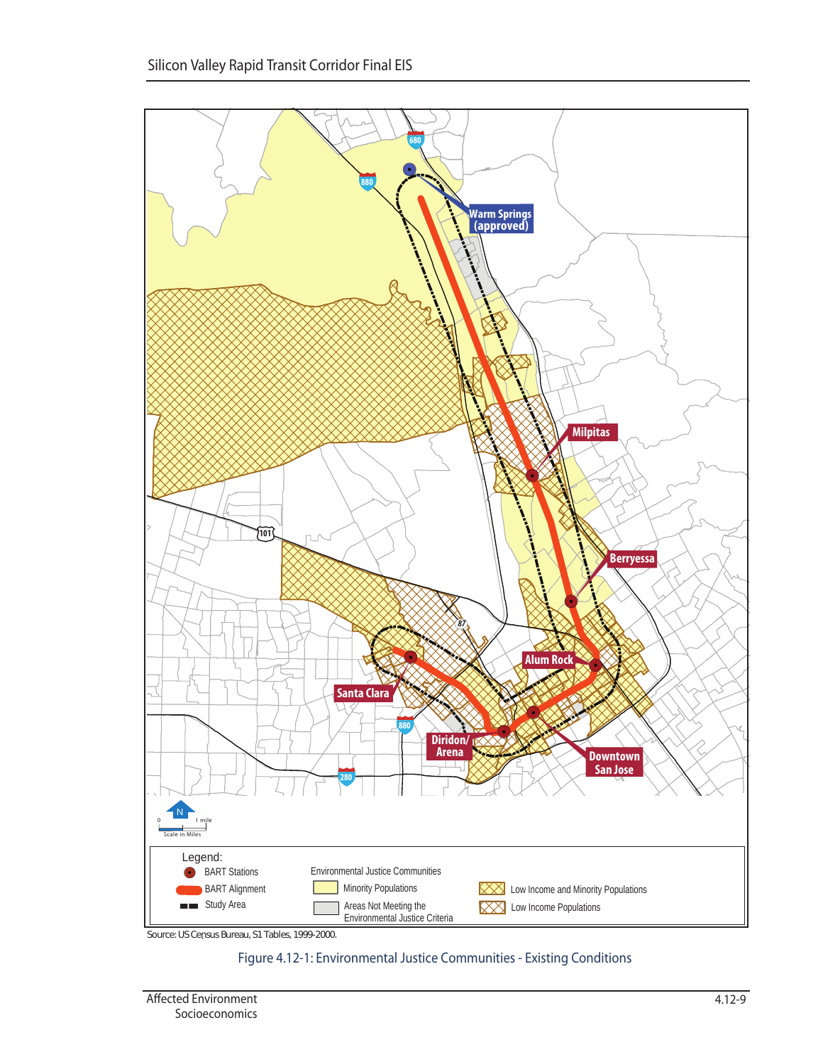Legend:

- BART Stations
- BART Alignment
- Study Area

Environmental Justice Communities

- Minority Populations
- Areas Not Meeting the Environmental Justice Criteria
- Low Income and Minority Populations
- Low Income Populations

Source: US Census Bureau, S1 Tables, 1999-2000.

Figure 4.12-1: Environmental Justice Communities - Existing Conditions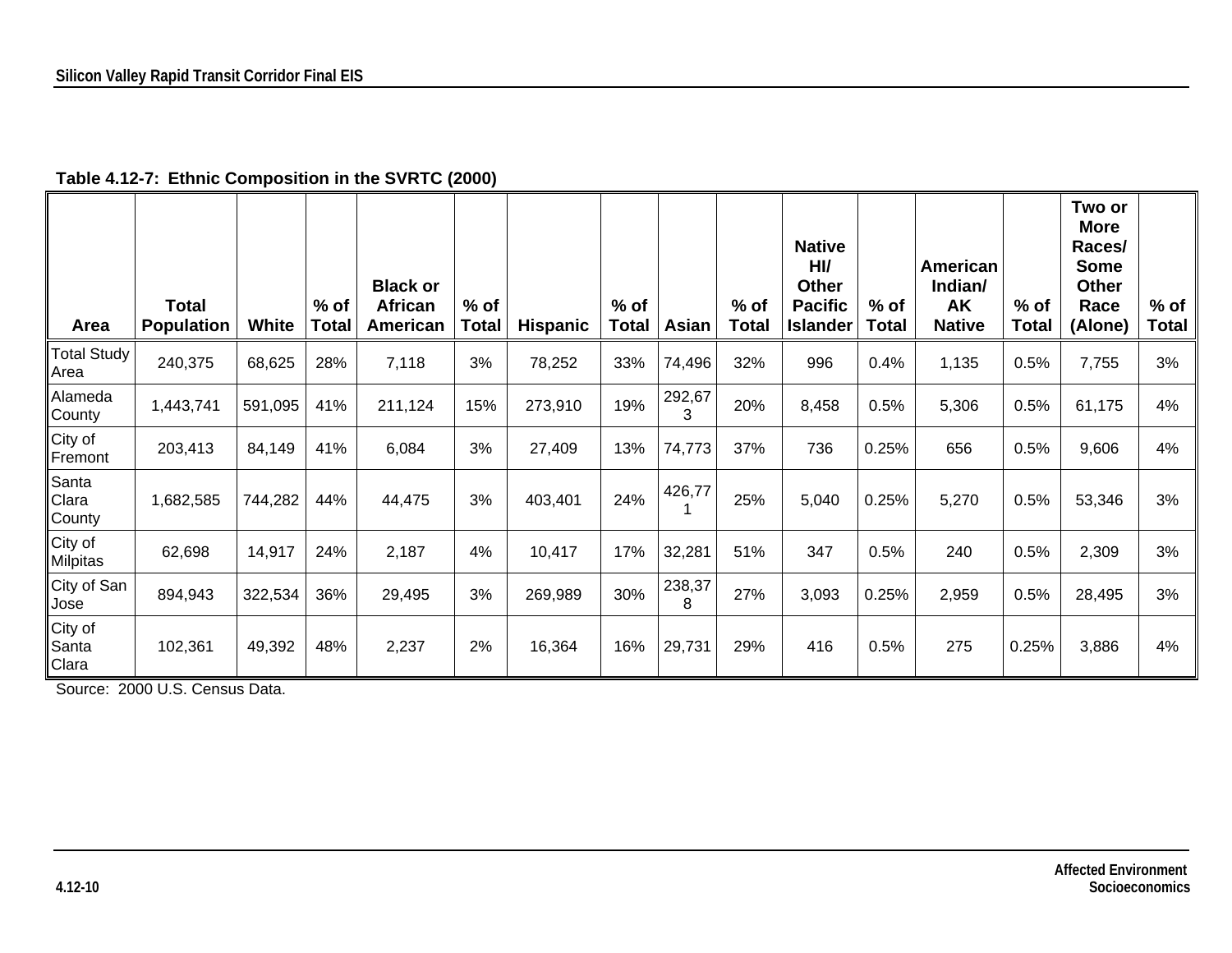**Table 4.12-7: Ethnic Composition in the SVRTC (2000)**

| Area | Total Population | White | % of Total | Black or African American | % of Total | Hispanic | % of Total | Asian | % of Total | Native HI/ Other Pacific Islander | % of Total | American Indian/ AK Native | % of Total | Two or More Races/ Some Other Race (Alone) | % of Total |
|---|---|---|---|---|---|---|---|---|---|---|---|---|---|---|---|
| Total Study Area | 240,375 | 68,625 | 28% | 7,118 | 3% | 78,252 | 33% | 74,496 | 32% | 996 | 0.4% | 1,135 | 0.5% | 7,755 | 3% |
| Alameda County | 1,443,741 | 591,095 | 41% | 211,124 | 15% | 273,910 | 19% | 292,673 | 20% | 8,458 | 0.5% | 5,306 | 0.5% | 61,175 | 4% |
| City of Fremont | 203,413 | 84,149 | 41% | 6,084 | 3% | 27,409 | 13% | 74,773 | 37% | 736 | 0.25% | 656 | 0.5% | 9,606 | 4% |
| Santa Clara County | 1,682,585 | 744,282 | 44% | 44,475 | 3% | 403,401 | 24% | 426,771 | 25% | 5,040 | 0.25% | 5,270 | 0.5% | 53,346 | 3% |
| City of Milpitas | 62,698 | 14,917 | 24% | 2,187 | 4% | 10,417 | 17% | 32,281 | 51% | 347 | 0.5% | 240 | 0.5% | 2,309 | 3% |
| City of San Jose | 894,943 | 322,534 | 36% | 29,495 | 3% | 269,989 | 30% | 238,378 | 27% | 3,093 | 0.25% | 2,959 | 0.5% | 28,495 | 3% |
| City of Santa Clara | 102,361 | 49,392 | 48% | 2,237 | 2% | 16,364 | 16% | 29,731 | 29% | 416 | 0.5% | 275 | 0.25% | 3,886 | 4% |

Source: 2000 U.S. Census Data.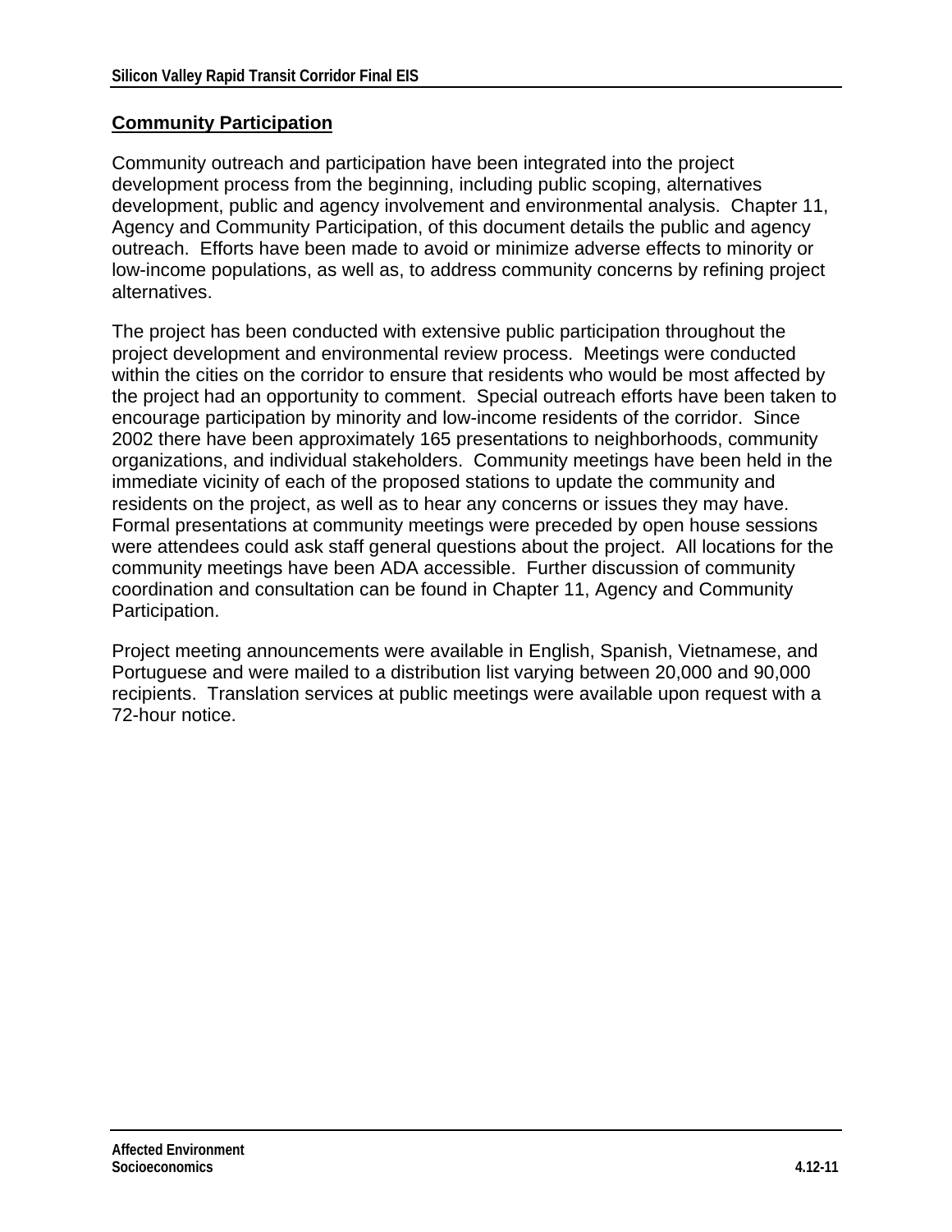## Community Participation

Community outreach and participation have been integrated into the project development process from the beginning, including public scoping, alternatives development, public and agency involvement and environmental analysis. Chapter 11, Agency and Community Participation, of this document details the public and agency outreach. Efforts have been made to avoid or minimize adverse effects to minority or low-income populations, as well as, to address community concerns by refining project alternatives.

The project has been conducted with extensive public participation throughout the project development and environmental review process. Meetings were conducted within the cities on the corridor to ensure that residents who would be most affected by the project had an opportunity to comment. Special outreach efforts have been taken to encourage participation by minority and low-income residents of the corridor. Since 2002 there have been approximately 165 presentations to neighborhoods, community organizations, and individual stakeholders. Community meetings have been held in the immediate vicinity of each of the proposed stations to update the community and residents on the project, as well as to hear any concerns or issues they may have. Formal presentations at community meetings were preceded by open house sessions were attendees could ask staff general questions about the project. All locations for the community meetings have been ADA accessible. Further discussion of community coordination and consultation can be found in Chapter 11, Agency and Community Participation.

Project meeting announcements were available in English, Spanish, Vietnamese, and Portuguese and were mailed to a distribution list varying between 20,000 and 90,000 recipients. Translation services at public meetings were available upon request with a 72-hour notice.